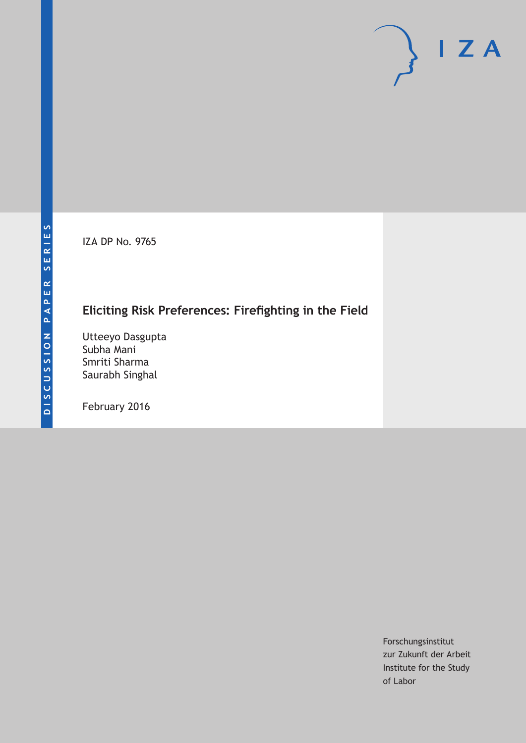DISCUSSION PAPER SERIES

IZA

IZA DP No. 9765

# Eliciting Risk Preferences: Firefighting in the Field

Utteeyo Dasgupta
Subha Mani
Smriti Sharma
Saurabh Singhal

February 2016

Forschungsinstitut
zur Zukunft der Arbeit
Institute for the Study
of Labor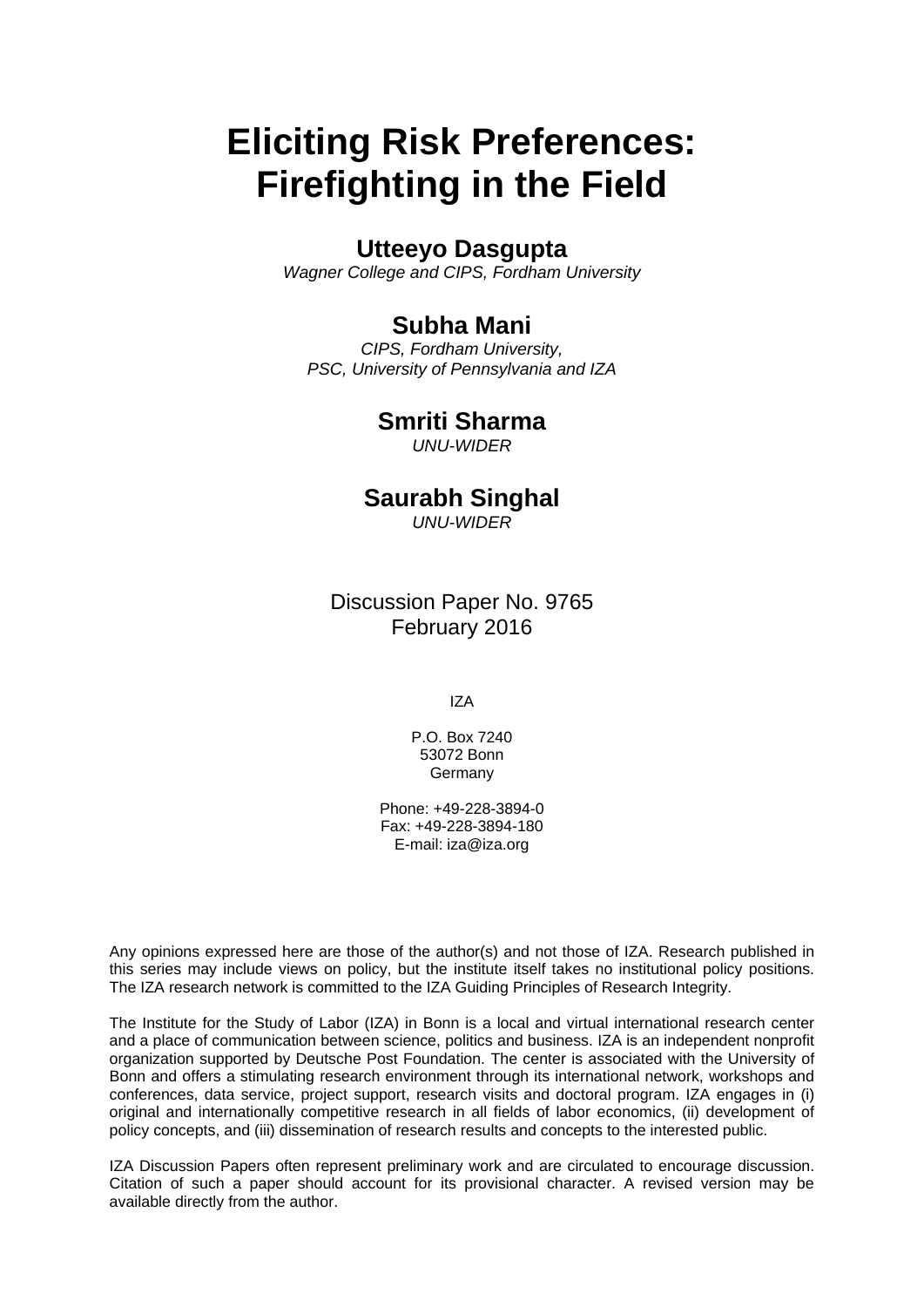# Eliciting Risk Preferences: Firefighting in the Field

## Utteeyo Dasgupta

*Wagner College and CIPS, Fordham University*

## Subha Mani

*CIPS, Fordham University,*
*PSC, University of Pennsylvania and IZA*

## Smriti Sharma

*UNU-WIDER*

## Saurabh Singhal

*UNU-WIDER*

Discussion Paper No. 9765
February 2016

IZA

P.O. Box 7240
53072 Bonn
Germany

Phone: +49-228-3894-0
Fax: +49-228-3894-180
E-mail: iza@iza.org

Any opinions expressed here are those of the author(s) and not those of IZA. Research published in this series may include views on policy, but the institute itself takes no institutional policy positions. The IZA research network is committed to the IZA Guiding Principles of Research Integrity.

The Institute for the Study of Labor (IZA) in Bonn is a local and virtual international research center and a place of communication between science, politics and business. IZA is an independent nonprofit organization supported by Deutsche Post Foundation. The center is associated with the University of Bonn and offers a stimulating research environment through its international network, workshops and conferences, data service, project support, research visits and doctoral program. IZA engages in (i) original and internationally competitive research in all fields of labor economics, (ii) development of policy concepts, and (iii) dissemination of research results and concepts to the interested public.

IZA Discussion Papers often represent preliminary work and are circulated to encourage discussion. Citation of such a paper should account for its provisional character. A revised version may be available directly from the author.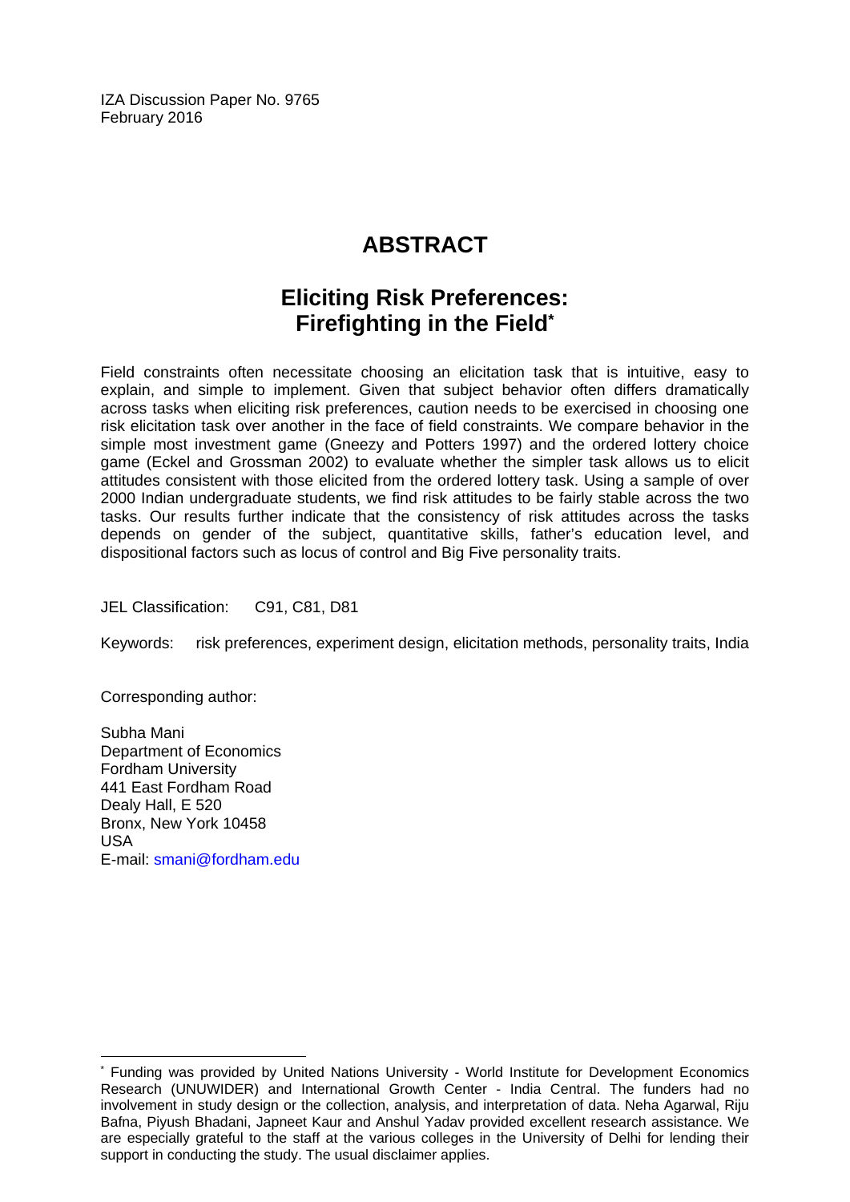IZA Discussion Paper No. 9765
February 2016

# ABSTRACT

## Eliciting Risk Preferences: Firefighting in the Field*

Field constraints often necessitate choosing an elicitation task that is intuitive, easy to explain, and simple to implement. Given that subject behavior often differs dramatically across tasks when eliciting risk preferences, caution needs to be exercised in choosing one risk elicitation task over another in the face of field constraints. We compare behavior in the simple most investment game (Gneezy and Potters 1997) and the ordered lottery choice game (Eckel and Grossman 2002) to evaluate whether the simpler task allows us to elicit attitudes consistent with those elicited from the ordered lottery task. Using a sample of over 2000 Indian undergraduate students, we find risk attitudes to be fairly stable across the two tasks. Our results further indicate that the consistency of risk attitudes across the tasks depends on gender of the subject, quantitative skills, father's education level, and dispositional factors such as locus of control and Big Five personality traits.

JEL Classification: C91, C81, D81

Keywords: risk preferences, experiment design, elicitation methods, personality traits, India

Corresponding author:

Subha Mani
Department of Economics
Fordham University
441 East Fordham Road
Dealy Hall, E 520
Bronx, New York 10458
USA
E-mail: smani@fordham.edu

* Funding was provided by United Nations University - World Institute for Development Economics Research (UNUWIDER) and International Growth Center - India Central. The funders had no involvement in study design or the collection, analysis, and interpretation of data. Neha Agarwal, Riju Bafna, Piyush Bhadani, Japneet Kaur and Anshul Yadav provided excellent research assistance. We are especially grateful to the staff at the various colleges in the University of Delhi for lending their support in conducting the study. The usual disclaimer applies.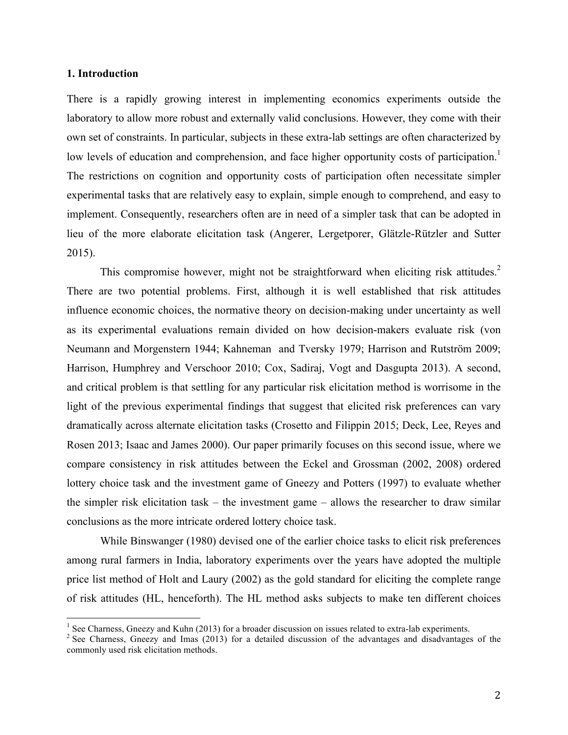### 1. Introduction

There is a rapidly growing interest in implementing economics experiments outside the laboratory to allow more robust and externally valid conclusions. However, they come with their own set of constraints. In particular, subjects in these extra-lab settings are often characterized by low levels of education and comprehension, and face higher opportunity costs of participation.[1] The restrictions on cognition and opportunity costs of participation often necessitate simpler experimental tasks that are relatively easy to explain, simple enough to comprehend, and easy to implement. Consequently, researchers often are in need of a simpler task that can be adopted in lieu of the more elaborate elicitation task (Angerer, Lergetporer, Glätzle-Rützler and Sutter 2015).

This compromise however, might not be straightforward when eliciting risk attitudes.[2] There are two potential problems. First, although it is well established that risk attitudes influence economic choices, the normative theory on decision-making under uncertainty as well as its experimental evaluations remain divided on how decision-makers evaluate risk (von Neumann and Morgenstern 1944; Kahneman and Tversky 1979; Harrison and Rutström 2009; Harrison, Humphrey and Verschoor 2010; Cox, Sadiraj, Vogt and Dasgupta 2013). A second, and critical problem is that settling for any particular risk elicitation method is worrisome in the light of the previous experimental findings that suggest that elicited risk preferences can vary dramatically across alternate elicitation tasks (Crosetto and Filippin 2015; Deck, Lee, Reyes and Rosen 2013; Isaac and James 2000). Our paper primarily focuses on this second issue, where we compare consistency in risk attitudes between the Eckel and Grossman (2002, 2008) ordered lottery choice task and the investment game of Gneezy and Potters (1997) to evaluate whether the simpler risk elicitation task – the investment game – allows the researcher to draw similar conclusions as the more intricate ordered lottery choice task.

While Binswanger (1980) devised one of the earlier choice tasks to elicit risk preferences among rural farmers in India, laboratory experiments over the years have adopted the multiple price list method of Holt and Laury (2002) as the gold standard for eliciting the complete range of risk attitudes (HL, henceforth). The HL method asks subjects to make ten different choices

[1] See Charness, Gneezy and Kuhn (2013) for a broader discussion on issues related to extra-lab experiments.

[2] See Charness, Gneezy and Imas (2013) for a detailed discussion of the advantages and disadvantages of the commonly used risk elicitation methods.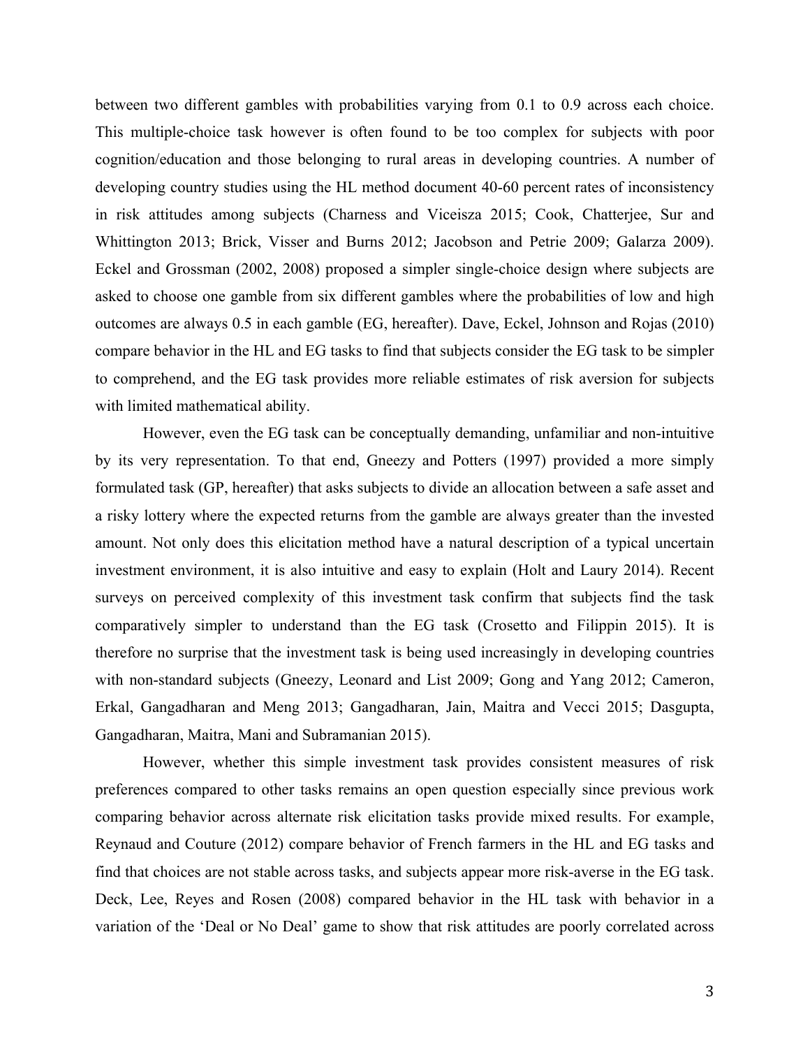between two different gambles with probabilities varying from 0.1 to 0.9 across each choice. This multiple-choice task however is often found to be too complex for subjects with poor cognition/education and those belonging to rural areas in developing countries. A number of developing country studies using the HL method document 40-60 percent rates of inconsistency in risk attitudes among subjects (Charness and Viceisza 2015; Cook, Chatterjee, Sur and Whittington 2013; Brick, Visser and Burns 2012; Jacobson and Petrie 2009; Galarza 2009). Eckel and Grossman (2002, 2008) proposed a simpler single-choice design where subjects are asked to choose one gamble from six different gambles where the probabilities of low and high outcomes are always 0.5 in each gamble (EG, hereafter). Dave, Eckel, Johnson and Rojas (2010) compare behavior in the HL and EG tasks to find that subjects consider the EG task to be simpler to comprehend, and the EG task provides more reliable estimates of risk aversion for subjects with limited mathematical ability.

However, even the EG task can be conceptually demanding, unfamiliar and non-intuitive by its very representation. To that end, Gneezy and Potters (1997) provided a more simply formulated task (GP, hereafter) that asks subjects to divide an allocation between a safe asset and a risky lottery where the expected returns from the gamble are always greater than the invested amount. Not only does this elicitation method have a natural description of a typical uncertain investment environment, it is also intuitive and easy to explain (Holt and Laury 2014). Recent surveys on perceived complexity of this investment task confirm that subjects find the task comparatively simpler to understand than the EG task (Crosetto and Filippin 2015). It is therefore no surprise that the investment task is being used increasingly in developing countries with non-standard subjects (Gneezy, Leonard and List 2009; Gong and Yang 2012; Cameron, Erkal, Gangadharan and Meng 2013; Gangadharan, Jain, Maitra and Vecci 2015; Dasgupta, Gangadharan, Maitra, Mani and Subramanian 2015).

However, whether this simple investment task provides consistent measures of risk preferences compared to other tasks remains an open question especially since previous work comparing behavior across alternate risk elicitation tasks provide mixed results. For example, Reynaud and Couture (2012) compare behavior of French farmers in the HL and EG tasks and find that choices are not stable across tasks, and subjects appear more risk-averse in the EG task. Deck, Lee, Reyes and Rosen (2008) compared behavior in the HL task with behavior in a variation of the 'Deal or No Deal' game to show that risk attitudes are poorly correlated across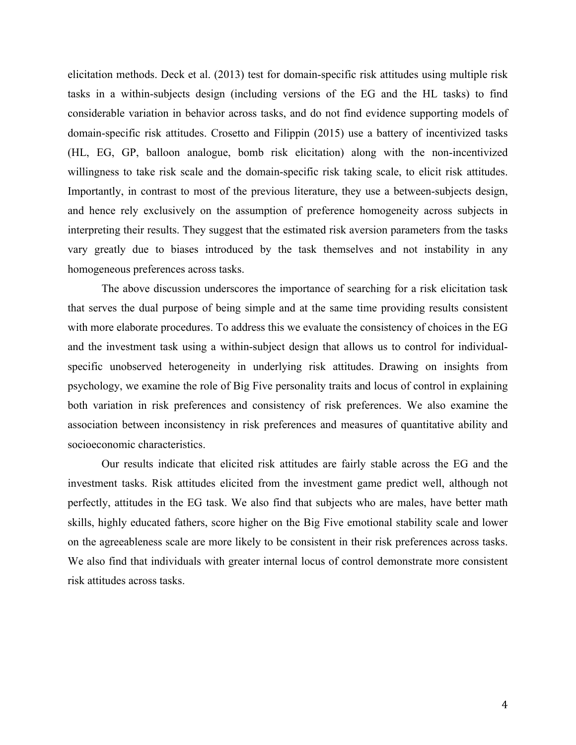elicitation methods. Deck et al. (2013) test for domain-specific risk attitudes using multiple risk tasks in a within-subjects design (including versions of the EG and the HL tasks) to find considerable variation in behavior across tasks, and do not find evidence supporting models of domain-specific risk attitudes. Crosetto and Filippin (2015) use a battery of incentivized tasks (HL, EG, GP, balloon analogue, bomb risk elicitation) along with the non-incentivized willingness to take risk scale and the domain-specific risk taking scale, to elicit risk attitudes. Importantly, in contrast to most of the previous literature, they use a between-subjects design, and hence rely exclusively on the assumption of preference homogeneity across subjects in interpreting their results. They suggest that the estimated risk aversion parameters from the tasks vary greatly due to biases introduced by the task themselves and not instability in any homogeneous preferences across tasks.

The above discussion underscores the importance of searching for a risk elicitation task that serves the dual purpose of being simple and at the same time providing results consistent with more elaborate procedures. To address this we evaluate the consistency of choices in the EG and the investment task using a within-subject design that allows us to control for individual-specific unobserved heterogeneity in underlying risk attitudes. Drawing on insights from psychology, we examine the role of Big Five personality traits and locus of control in explaining both variation in risk preferences and consistency of risk preferences. We also examine the association between inconsistency in risk preferences and measures of quantitative ability and socioeconomic characteristics.

Our results indicate that elicited risk attitudes are fairly stable across the EG and the investment tasks. Risk attitudes elicited from the investment game predict well, although not perfectly, attitudes in the EG task. We also find that subjects who are males, have better math skills, highly educated fathers, score higher on the Big Five emotional stability scale and lower on the agreeableness scale are more likely to be consistent in their risk preferences across tasks. We also find that individuals with greater internal locus of control demonstrate more consistent risk attitudes across tasks.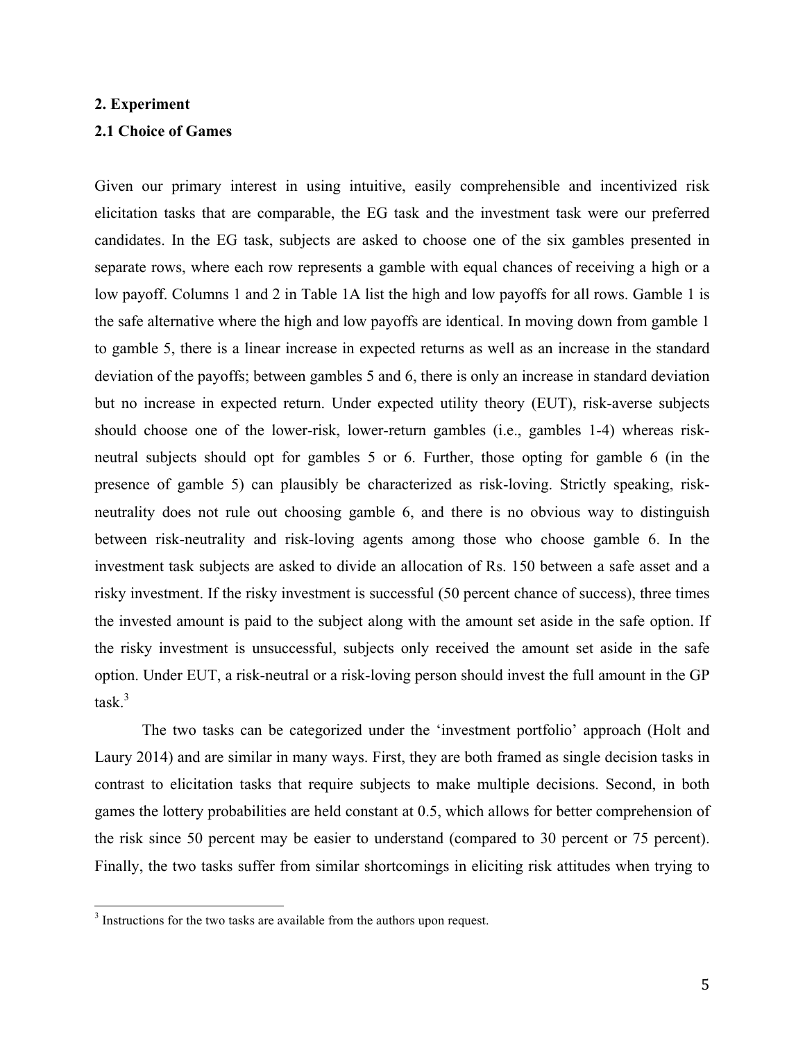## 2. Experiment

### 2.1 Choice of Games

Given our primary interest in using intuitive, easily comprehensible and incentivized risk elicitation tasks that are comparable, the EG task and the investment task were our preferred candidates. In the EG task, subjects are asked to choose one of the six gambles presented in separate rows, where each row represents a gamble with equal chances of receiving a high or a low payoff. Columns 1 and 2 in Table 1A list the high and low payoffs for all rows. Gamble 1 is the safe alternative where the high and low payoffs are identical. In moving down from gamble 1 to gamble 5, there is a linear increase in expected returns as well as an increase in the standard deviation of the payoffs; between gambles 5 and 6, there is only an increase in standard deviation but no increase in expected return. Under expected utility theory (EUT), risk-averse subjects should choose one of the lower-risk, lower-return gambles (i.e., gambles 1-4) whereas risk-neutral subjects should opt for gambles 5 or 6. Further, those opting for gamble 6 (in the presence of gamble 5) can plausibly be characterized as risk-loving. Strictly speaking, risk-neutrality does not rule out choosing gamble 6, and there is no obvious way to distinguish between risk-neutrality and risk-loving agents among those who choose gamble 6. In the investment task subjects are asked to divide an allocation of Rs. 150 between a safe asset and a risky investment. If the risky investment is successful (50 percent chance of success), three times the invested amount is paid to the subject along with the amount set aside in the safe option. If the risky investment is unsuccessful, subjects only received the amount set aside in the safe option. Under EUT, a risk-neutral or a risk-loving person should invest the full amount in the GP task.[3]

The two tasks can be categorized under the 'investment portfolio' approach (Holt and Laury 2014) and are similar in many ways. First, they are both framed as single decision tasks in contrast to elicitation tasks that require subjects to make multiple decisions. Second, in both games the lottery probabilities are held constant at 0.5, which allows for better comprehension of the risk since 50 percent may be easier to understand (compared to 30 percent or 75 percent). Finally, the two tasks suffer from similar shortcomings in eliciting risk attitudes when trying to

[3] Instructions for the two tasks are available from the authors upon request.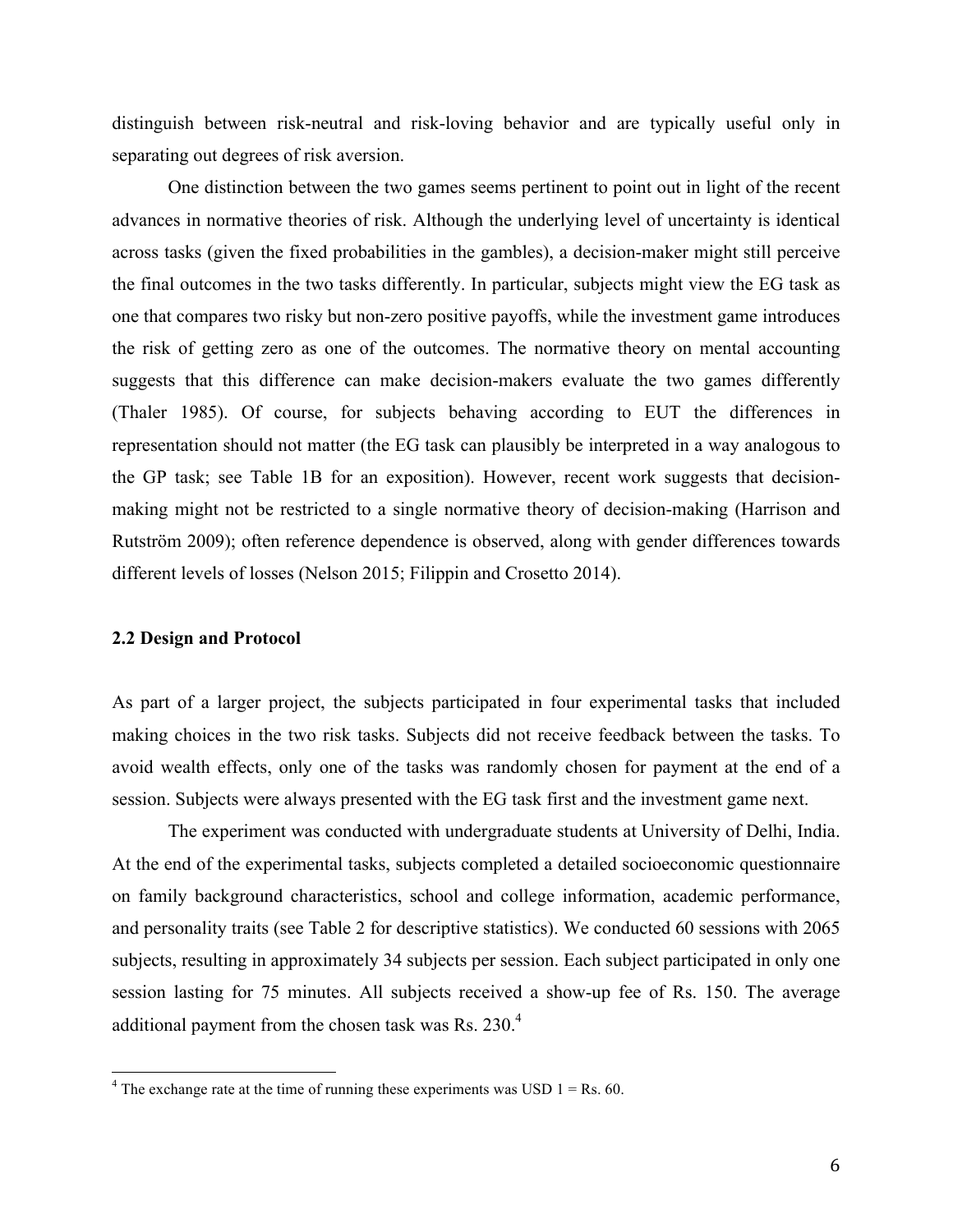distinguish between risk-neutral and risk-loving behavior and are typically useful only in separating out degrees of risk aversion.

One distinction between the two games seems pertinent to point out in light of the recent advances in normative theories of risk. Although the underlying level of uncertainty is identical across tasks (given the fixed probabilities in the gambles), a decision-maker might still perceive the final outcomes in the two tasks differently. In particular, subjects might view the EG task as one that compares two risky but non-zero positive payoffs, while the investment game introduces the risk of getting zero as one of the outcomes. The normative theory on mental accounting suggests that this difference can make decision-makers evaluate the two games differently (Thaler 1985). Of course, for subjects behaving according to EUT the differences in representation should not matter (the EG task can plausibly be interpreted in a way analogous to the GP task; see Table 1B for an exposition). However, recent work suggests that decision-making might not be restricted to a single normative theory of decision-making (Harrison and Rutström 2009); often reference dependence is observed, along with gender differences towards different levels of losses (Nelson 2015; Filippin and Crosetto 2014).

## 2.2 Design and Protocol

As part of a larger project, the subjects participated in four experimental tasks that included making choices in the two risk tasks. Subjects did not receive feedback between the tasks. To avoid wealth effects, only one of the tasks was randomly chosen for payment at the end of a session. Subjects were always presented with the EG task first and the investment game next.

The experiment was conducted with undergraduate students at University of Delhi, India. At the end of the experimental tasks, subjects completed a detailed socioeconomic questionnaire on family background characteristics, school and college information, academic performance, and personality traits (see Table 2 for descriptive statistics). We conducted 60 sessions with 2065 subjects, resulting in approximately 34 subjects per session. Each subject participated in only one session lasting for 75 minutes. All subjects received a show-up fee of Rs. 150. The average additional payment from the chosen task was Rs. 230.[4]

[4] The exchange rate at the time of running these experiments was USD 1 = Rs. 60.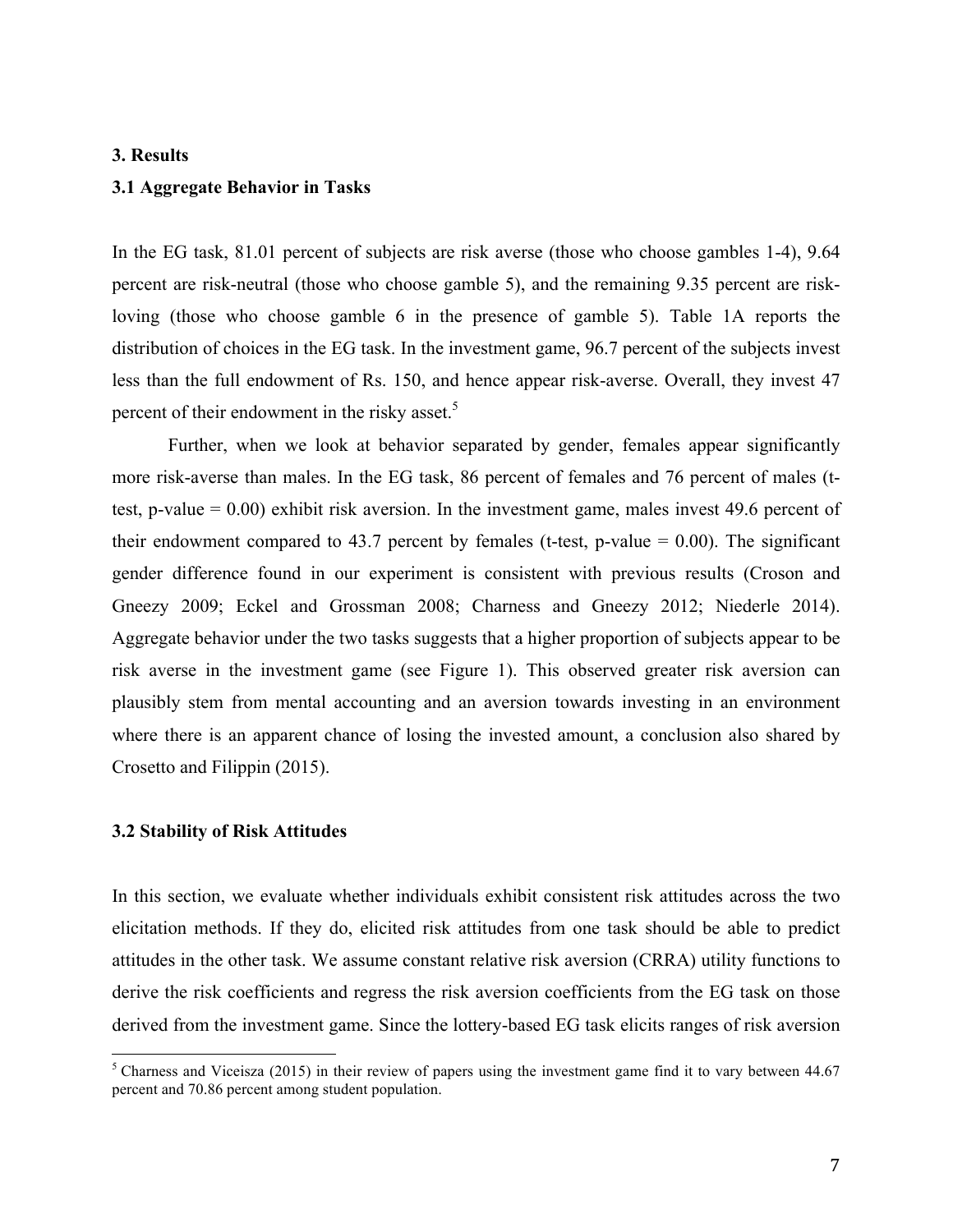## 3. Results

### 3.1 Aggregate Behavior in Tasks

In the EG task, 81.01 percent of subjects are risk averse (those who choose gambles 1-4), 9.64 percent are risk-neutral (those who choose gamble 5), and the remaining 9.35 percent are risk-loving (those who choose gamble 6 in the presence of gamble 5). Table 1A reports the distribution of choices in the EG task. In the investment game, 96.7 percent of the subjects invest less than the full endowment of Rs. 150, and hence appear risk-averse. Overall, they invest 47 percent of their endowment in the risky asset.[5]

Further, when we look at behavior separated by gender, females appear significantly more risk-averse than males. In the EG task, 86 percent of females and 76 percent of males (t-test, p-value = 0.00) exhibit risk aversion. In the investment game, males invest 49.6 percent of their endowment compared to 43.7 percent by females (t-test, p-value = 0.00). The significant gender difference found in our experiment is consistent with previous results (Croson and Gneezy 2009; Eckel and Grossman 2008; Charness and Gneezy 2012; Niederle 2014). Aggregate behavior under the two tasks suggests that a higher proportion of subjects appear to be risk averse in the investment game (see Figure 1). This observed greater risk aversion can plausibly stem from mental accounting and an aversion towards investing in an environment where there is an apparent chance of losing the invested amount, a conclusion also shared by Crosetto and Filippin (2015).

### 3.2 Stability of Risk Attitudes

In this section, we evaluate whether individuals exhibit consistent risk attitudes across the two elicitation methods. If they do, elicited risk attitudes from one task should be able to predict attitudes in the other task. We assume constant relative risk aversion (CRRA) utility functions to derive the risk coefficients and regress the risk aversion coefficients from the EG task on those derived from the investment game. Since the lottery-based EG task elicits ranges of risk aversion

[5] Charness and Viceisza (2015) in their review of papers using the investment game find it to vary between 44.67 percent and 70.86 percent among student population.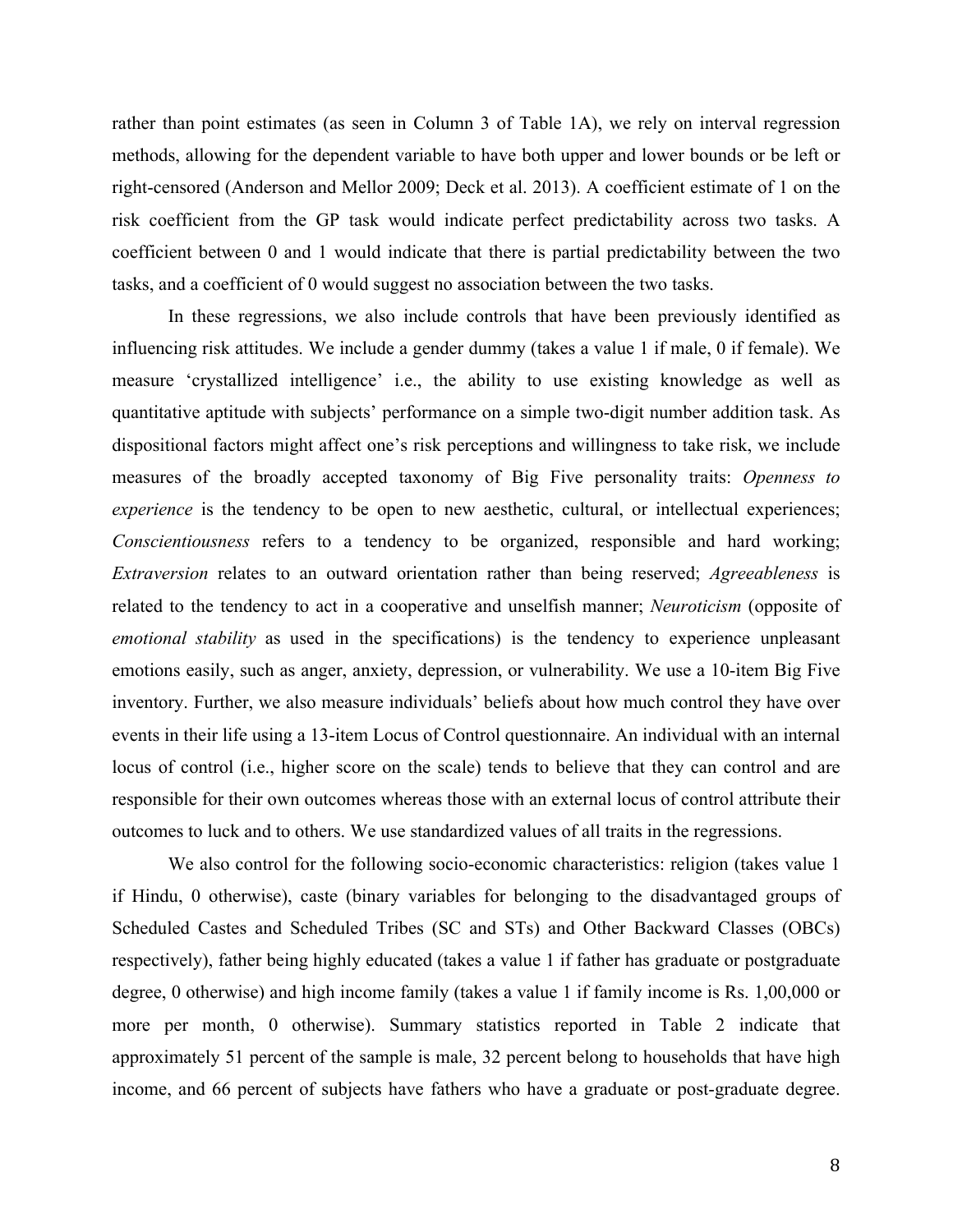rather than point estimates (as seen in Column 3 of Table 1A), we rely on interval regression methods, allowing for the dependent variable to have both upper and lower bounds or be left or right-censored (Anderson and Mellor 2009; Deck et al. 2013). A coefficient estimate of 1 on the risk coefficient from the GP task would indicate perfect predictability across two tasks. A coefficient between 0 and 1 would indicate that there is partial predictability between the two tasks, and a coefficient of 0 would suggest no association between the two tasks.

In these regressions, we also include controls that have been previously identified as influencing risk attitudes. We include a gender dummy (takes a value 1 if male, 0 if female). We measure 'crystallized intelligence' i.e., the ability to use existing knowledge as well as quantitative aptitude with subjects' performance on a simple two-digit number addition task. As dispositional factors might affect one's risk perceptions and willingness to take risk, we include measures of the broadly accepted taxonomy of Big Five personality traits: *Openness to experience* is the tendency to be open to new aesthetic, cultural, or intellectual experiences; *Conscientiousness* refers to a tendency to be organized, responsible and hard working; *Extraversion* relates to an outward orientation rather than being reserved; *Agreeableness* is related to the tendency to act in a cooperative and unselfish manner; *Neuroticism* (opposite of *emotional stability* as used in the specifications) is the tendency to experience unpleasant emotions easily, such as anger, anxiety, depression, or vulnerability. We use a 10-item Big Five inventory. Further, we also measure individuals' beliefs about how much control they have over events in their life using a 13-item Locus of Control questionnaire. An individual with an internal locus of control (i.e., higher score on the scale) tends to believe that they can control and are responsible for their own outcomes whereas those with an external locus of control attribute their outcomes to luck and to others. We use standardized values of all traits in the regressions.

We also control for the following socio-economic characteristics: religion (takes value 1 if Hindu, 0 otherwise), caste (binary variables for belonging to the disadvantaged groups of Scheduled Castes and Scheduled Tribes (SC and STs) and Other Backward Classes (OBCs) respectively), father being highly educated (takes a value 1 if father has graduate or postgraduate degree, 0 otherwise) and high income family (takes a value 1 if family income is Rs. 1,00,000 or more per month, 0 otherwise). Summary statistics reported in Table 2 indicate that approximately 51 percent of the sample is male, 32 percent belong to households that have high income, and 66 percent of subjects have fathers who have a graduate or post-graduate degree.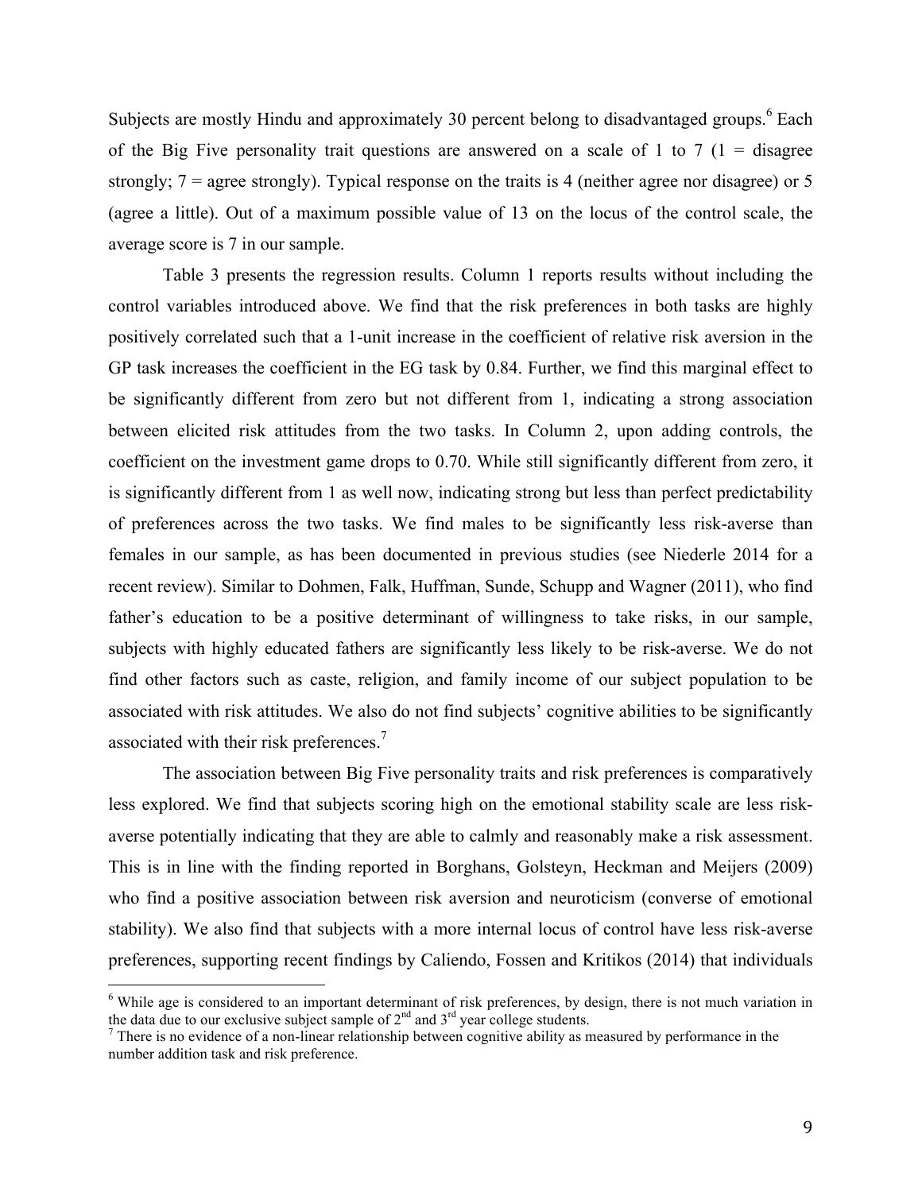Subjects are mostly Hindu and approximately 30 percent belong to disadvantaged groups.[6] Each of the Big Five personality trait questions are answered on a scale of 1 to 7 (1 = disagree strongly; 7 = agree strongly). Typical response on the traits is 4 (neither agree nor disagree) or 5 (agree a little). Out of a maximum possible value of 13 on the locus of the control scale, the average score is 7 in our sample.

Table 3 presents the regression results. Column 1 reports results without including the control variables introduced above. We find that the risk preferences in both tasks are highly positively correlated such that a 1-unit increase in the coefficient of relative risk aversion in the GP task increases the coefficient in the EG task by 0.84. Further, we find this marginal effect to be significantly different from zero but not different from 1, indicating a strong association between elicited risk attitudes from the two tasks. In Column 2, upon adding controls, the coefficient on the investment game drops to 0.70. While still significantly different from zero, it is significantly different from 1 as well now, indicating strong but less than perfect predictability of preferences across the two tasks. We find males to be significantly less risk-averse than females in our sample, as has been documented in previous studies (see Niederle 2014 for a recent review). Similar to Dohmen, Falk, Huffman, Sunde, Schupp and Wagner (2011), who find father's education to be a positive determinant of willingness to take risks, in our sample, subjects with highly educated fathers are significantly less likely to be risk-averse. We do not find other factors such as caste, religion, and family income of our subject population to be associated with risk attitudes. We also do not find subjects' cognitive abilities to be significantly associated with their risk preferences.[7]

The association between Big Five personality traits and risk preferences is comparatively less explored. We find that subjects scoring high on the emotional stability scale are less risk-averse potentially indicating that they are able to calmly and reasonably make a risk assessment. This is in line with the finding reported in Borghans, Golsteyn, Heckman and Meijers (2009) who find a positive association between risk aversion and neuroticism (converse of emotional stability). We also find that subjects with a more internal locus of control have less risk-averse preferences, supporting recent findings by Caliendo, Fossen and Kritikos (2014) that individuals

---

[6] While age is considered to an important determinant of risk preferences, by design, there is not much variation in the data due to our exclusive subject sample of 2nd and 3rd year college students.

[7] There is no evidence of a non-linear relationship between cognitive ability as measured by performance in the number addition task and risk preference.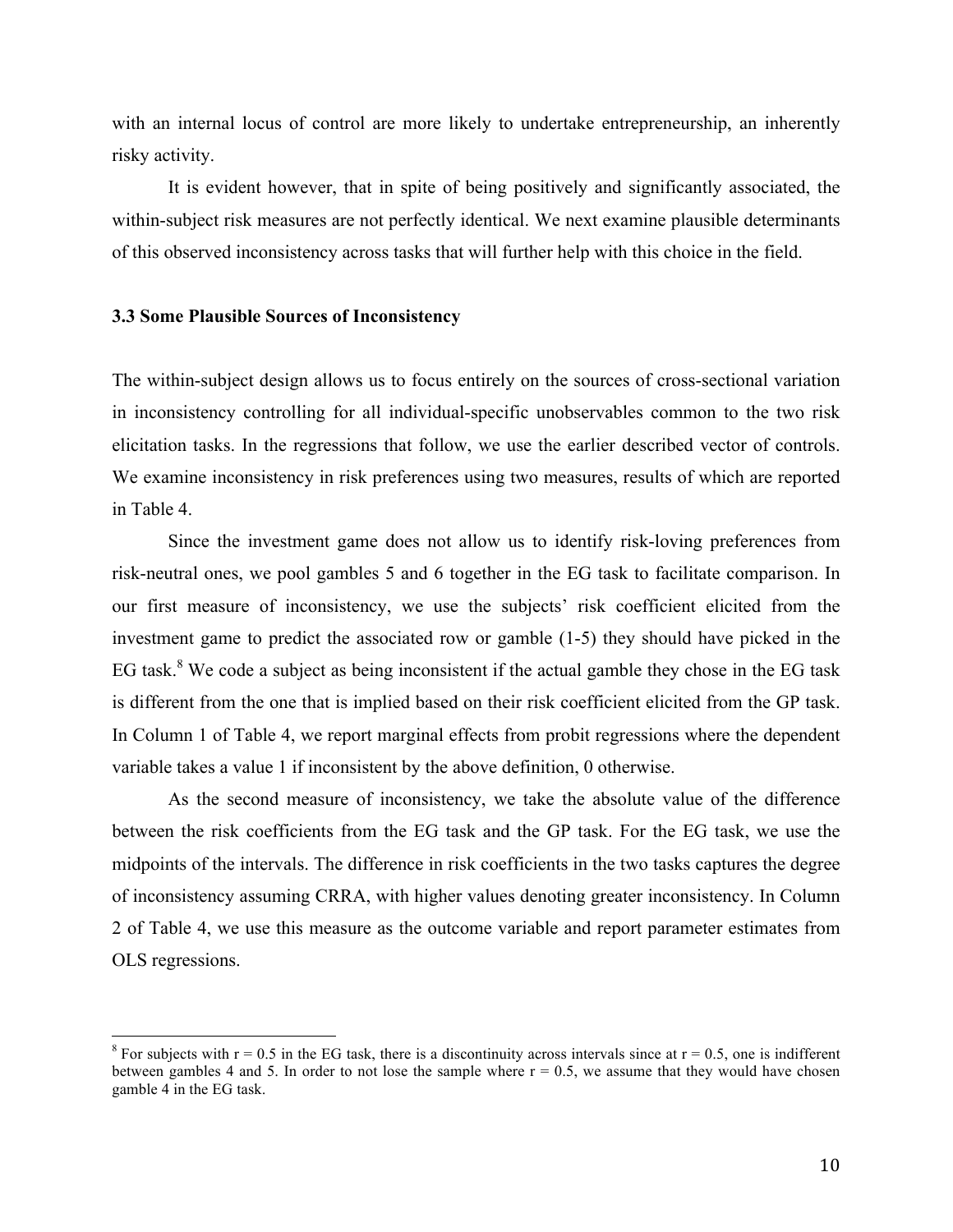with an internal locus of control are more likely to undertake entrepreneurship, an inherently risky activity.

It is evident however, that in spite of being positively and significantly associated, the within-subject risk measures are not perfectly identical. We next examine plausible determinants of this observed inconsistency across tasks that will further help with this choice in the field.

### 3.3 Some Plausible Sources of Inconsistency

The within-subject design allows us to focus entirely on the sources of cross-sectional variation in inconsistency controlling for all individual-specific unobservables common to the two risk elicitation tasks. In the regressions that follow, we use the earlier described vector of controls. We examine inconsistency in risk preferences using two measures, results of which are reported in Table 4.

Since the investment game does not allow us to identify risk-loving preferences from risk-neutral ones, we pool gambles 5 and 6 together in the EG task to facilitate comparison. In our first measure of inconsistency, we use the subjects' risk coefficient elicited from the investment game to predict the associated row or gamble (1-5) they should have picked in the EG task.[8] We code a subject as being inconsistent if the actual gamble they chose in the EG task is different from the one that is implied based on their risk coefficient elicited from the GP task. In Column 1 of Table 4, we report marginal effects from probit regressions where the dependent variable takes a value 1 if inconsistent by the above definition, 0 otherwise.

As the second measure of inconsistency, we take the absolute value of the difference between the risk coefficients from the EG task and the GP task. For the EG task, we use the midpoints of the intervals. The difference in risk coefficients in the two tasks captures the degree of inconsistency assuming CRRA, with higher values denoting greater inconsistency. In Column 2 of Table 4, we use this measure as the outcome variable and report parameter estimates from OLS regressions.

---

[8] For subjects with $r = 0.5$ in the EG task, there is a discontinuity across intervals since at $r = 0.5$, one is indifferent between gambles 4 and 5. In order to not lose the sample where $r = 0.5$, we assume that they would have chosen gamble 4 in the EG task.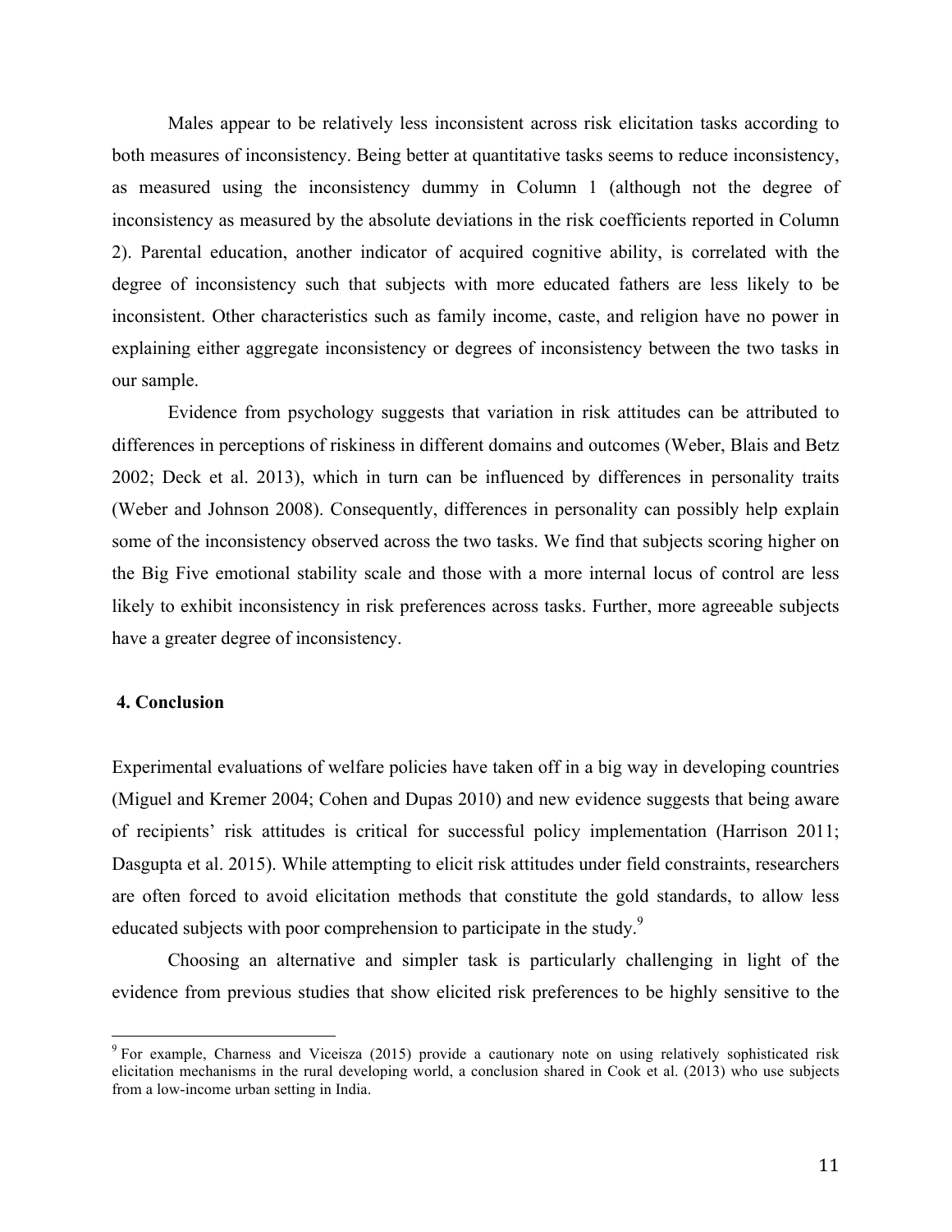Males appear to be relatively less inconsistent across risk elicitation tasks according to both measures of inconsistency. Being better at quantitative tasks seems to reduce inconsistency, as measured using the inconsistency dummy in Column 1 (although not the degree of inconsistency as measured by the absolute deviations in the risk coefficients reported in Column 2). Parental education, another indicator of acquired cognitive ability, is correlated with the degree of inconsistency such that subjects with more educated fathers are less likely to be inconsistent. Other characteristics such as family income, caste, and religion have no power in explaining either aggregate inconsistency or degrees of inconsistency between the two tasks in our sample.

Evidence from psychology suggests that variation in risk attitudes can be attributed to differences in perceptions of riskiness in different domains and outcomes (Weber, Blais and Betz 2002; Deck et al. 2013), which in turn can be influenced by differences in personality traits (Weber and Johnson 2008). Consequently, differences in personality can possibly help explain some of the inconsistency observed across the two tasks. We find that subjects scoring higher on the Big Five emotional stability scale and those with a more internal locus of control are less likely to exhibit inconsistency in risk preferences across tasks. Further, more agreeable subjects have a greater degree of inconsistency.

## 4. Conclusion

Experimental evaluations of welfare policies have taken off in a big way in developing countries (Miguel and Kremer 2004; Cohen and Dupas 2010) and new evidence suggests that being aware of recipients' risk attitudes is critical for successful policy implementation (Harrison 2011; Dasgupta et al. 2015). While attempting to elicit risk attitudes under field constraints, researchers are often forced to avoid elicitation methods that constitute the gold standards, to allow less educated subjects with poor comprehension to participate in the study.[9]

Choosing an alternative and simpler task is particularly challenging in light of the evidence from previous studies that show elicited risk preferences to be highly sensitive to the

[9] For example, Charness and Viceisza (2015) provide a cautionary note on using relatively sophisticated risk elicitation mechanisms in the rural developing world, a conclusion shared in Cook et al. (2013) who use subjects from a low-income urban setting in India.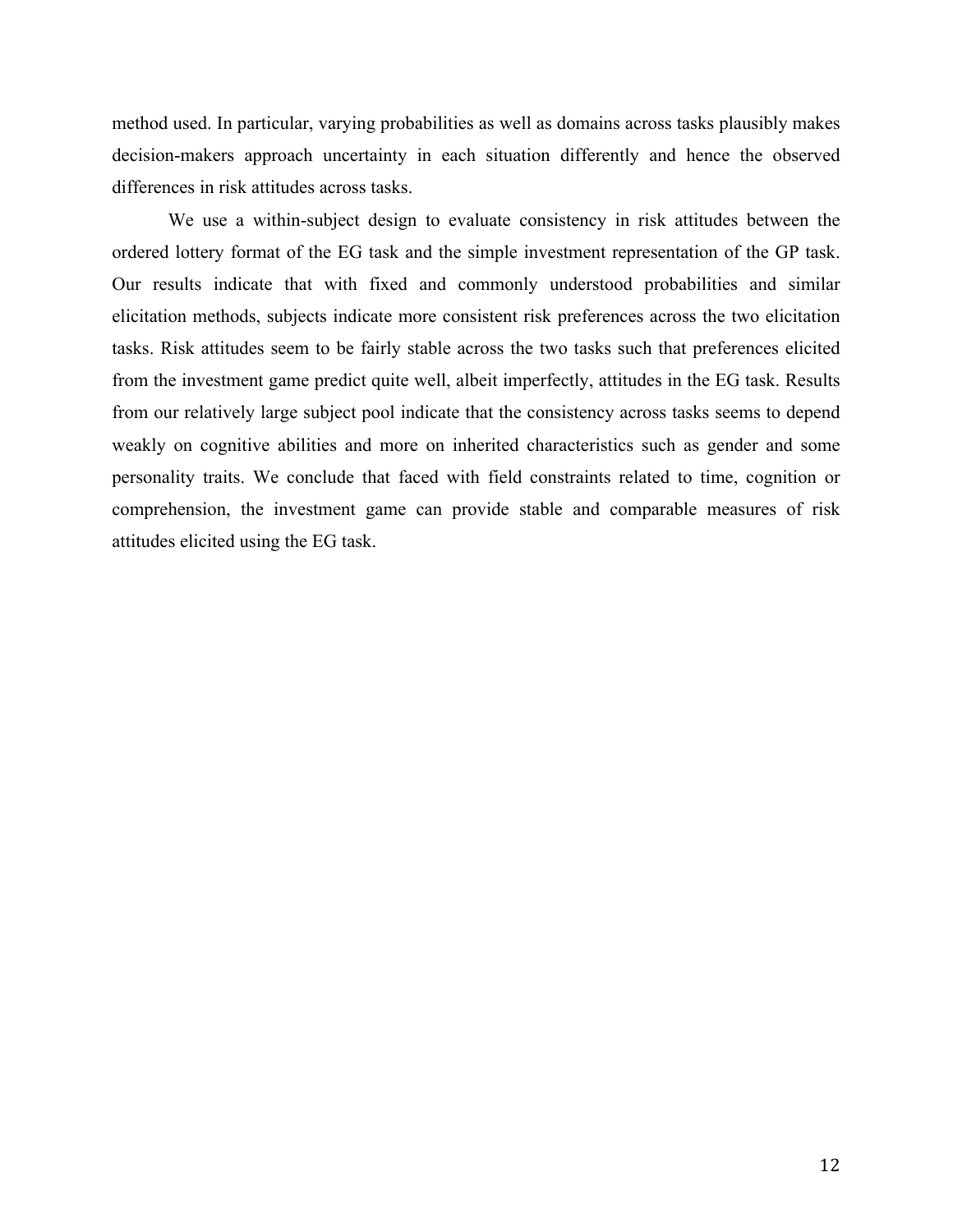method used. In particular, varying probabilities as well as domains across tasks plausibly makes decision-makers approach uncertainty in each situation differently and hence the observed differences in risk attitudes across tasks.

We use a within-subject design to evaluate consistency in risk attitudes between the ordered lottery format of the EG task and the simple investment representation of the GP task. Our results indicate that with fixed and commonly understood probabilities and similar elicitation methods, subjects indicate more consistent risk preferences across the two elicitation tasks. Risk attitudes seem to be fairly stable across the two tasks such that preferences elicited from the investment game predict quite well, albeit imperfectly, attitudes in the EG task. Results from our relatively large subject pool indicate that the consistency across tasks seems to depend weakly on cognitive abilities and more on inherited characteristics such as gender and some personality traits. We conclude that faced with field constraints related to time, cognition or comprehension, the investment game can provide stable and comparable measures of risk attitudes elicited using the EG task.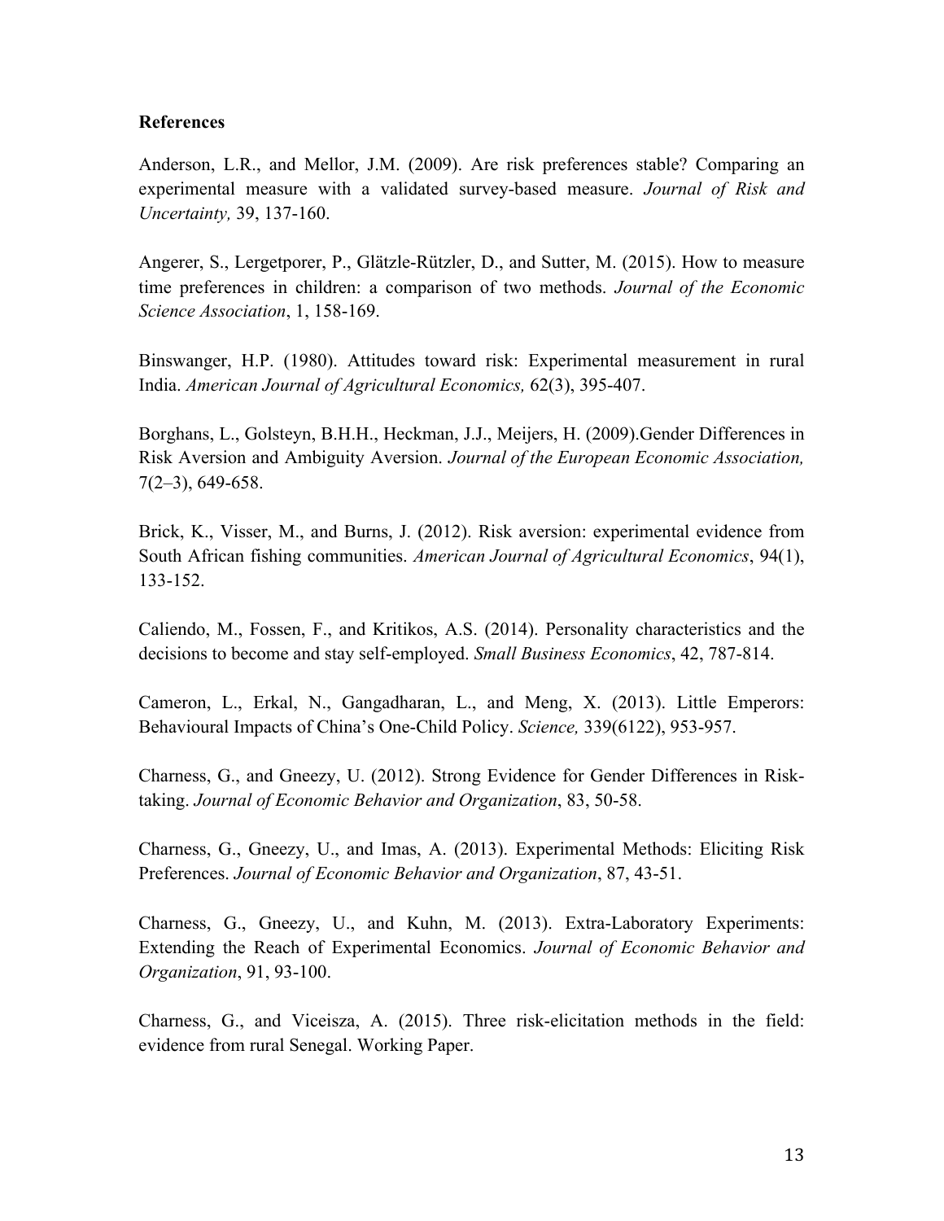**References**

Anderson, L.R., and Mellor, J.M. (2009). Are risk preferences stable? Comparing an experimental measure with a validated survey-based measure. *Journal of Risk and Uncertainty,* 39, 137-160.

Angerer, S., Lergetporer, P., Glätzle-Rützler, D., and Sutter, M. (2015). How to measure time preferences in children: a comparison of two methods. *Journal of the Economic Science Association*, 1, 158-169.

Binswanger, H.P. (1980). Attitudes toward risk: Experimental measurement in rural India. *American Journal of Agricultural Economics,* 62(3), 395-407.

Borghans, L., Golsteyn, B.H.H., Heckman, J.J., Meijers, H. (2009).Gender Differences in Risk Aversion and Ambiguity Aversion. *Journal of the European Economic Association,* 7(2–3), 649-658.

Brick, K., Visser, M., and Burns, J. (2012). Risk aversion: experimental evidence from South African fishing communities. *American Journal of Agricultural Economics*, 94(1), 133-152.

Caliendo, M., Fossen, F., and Kritikos, A.S. (2014). Personality characteristics and the decisions to become and stay self-employed. *Small Business Economics*, 42, 787-814.

Cameron, L., Erkal, N., Gangadharan, L., and Meng, X. (2013). Little Emperors: Behavioural Impacts of China's One-Child Policy. *Science,* 339(6122), 953-957.

Charness, G., and Gneezy, U. (2012). Strong Evidence for Gender Differences in Risk-taking. *Journal of Economic Behavior and Organization*, 83, 50-58.

Charness, G., Gneezy, U., and Imas, A. (2013). Experimental Methods: Eliciting Risk Preferences. *Journal of Economic Behavior and Organization*, 87, 43-51.

Charness, G., Gneezy, U., and Kuhn, M. (2013). Extra-Laboratory Experiments: Extending the Reach of Experimental Economics. *Journal of Economic Behavior and Organization*, 91, 93-100.

Charness, G., and Viceisza, A. (2015). Three risk-elicitation methods in the field: evidence from rural Senegal. Working Paper.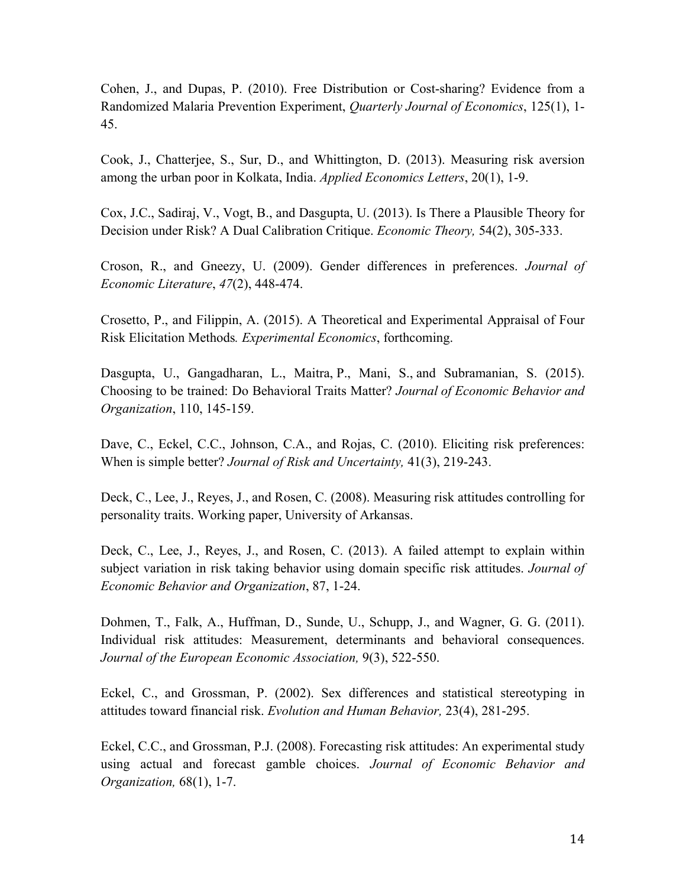Cohen, J., and Dupas, P. (2010). Free Distribution or Cost-sharing? Evidence from a Randomized Malaria Prevention Experiment, *Quarterly Journal of Economics*, 125(1), 1-45.

Cook, J., Chatterjee, S., Sur, D., and Whittington, D. (2013). Measuring risk aversion among the urban poor in Kolkata, India. *Applied Economics Letters*, 20(1), 1-9.

Cox, J.C., Sadiraj, V., Vogt, B., and Dasgupta, U. (2013). Is There a Plausible Theory for Decision under Risk? A Dual Calibration Critique. *Economic Theory,* 54(2), 305-333.

Croson, R., and Gneezy, U. (2009). Gender differences in preferences. *Journal of Economic Literature*, *47*(2), 448-474.

Crosetto, P., and Filippin, A. (2015). A Theoretical and Experimental Appraisal of Four Risk Elicitation Methods*. Experimental Economics*, forthcoming.

Dasgupta, U., Gangadharan, L., Maitra, P., Mani, S., and Subramanian, S. (2015). Choosing to be trained: Do Behavioral Traits Matter? *Journal of Economic Behavior and Organization*, 110, 145-159.

Dave, C., Eckel, C.C., Johnson, C.A., and Rojas, C. (2010). Eliciting risk preferences: When is simple better? *Journal of Risk and Uncertainty,* 41(3), 219-243.

Deck, C., Lee, J., Reyes, J., and Rosen, C. (2008). Measuring risk attitudes controlling for personality traits. Working paper, University of Arkansas.

Deck, C., Lee, J., Reyes, J., and Rosen, C. (2013). A failed attempt to explain within subject variation in risk taking behavior using domain specific risk attitudes. *Journal of Economic Behavior and Organization*, 87, 1-24.

Dohmen, T., Falk, A., Huffman, D., Sunde, U., Schupp, J., and Wagner, G. G. (2011). Individual risk attitudes: Measurement, determinants and behavioral consequences. *Journal of the European Economic Association,* 9(3), 522-550.

Eckel, C., and Grossman, P. (2002). Sex differences and statistical stereotyping in attitudes toward financial risk. *Evolution and Human Behavior,* 23(4), 281-295.

Eckel, C.C., and Grossman, P.J. (2008). Forecasting risk attitudes: An experimental study using actual and forecast gamble choices. *Journal of Economic Behavior and Organization,* 68(1), 1-7.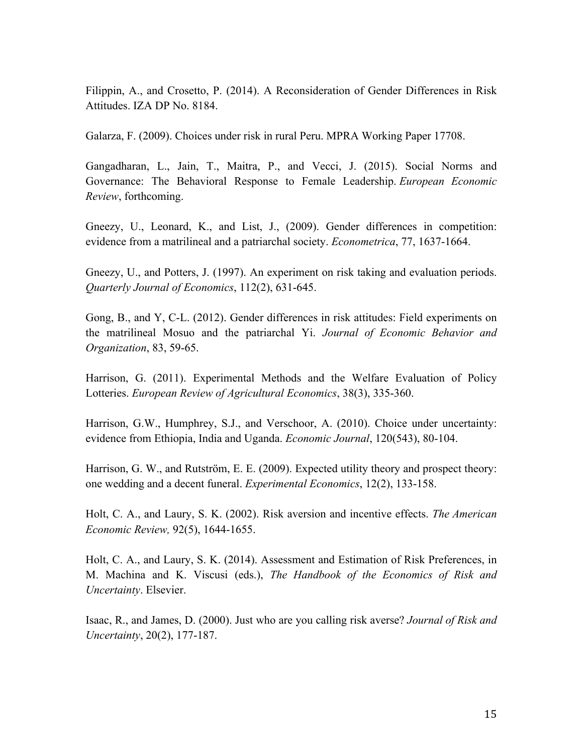Filippin, A., and Crosetto, P. (2014). A Reconsideration of Gender Differences in Risk Attitudes. IZA DP No. 8184.

Galarza, F. (2009). Choices under risk in rural Peru. MPRA Working Paper 17708.

Gangadharan, L., Jain, T., Maitra, P., and Vecci, J. (2015). Social Norms and Governance: The Behavioral Response to Female Leadership. *European Economic Review*, forthcoming.

Gneezy, U., Leonard, K., and List, J., (2009). Gender differences in competition: evidence from a matrilineal and a patriarchal society. *Econometrica*, 77, 1637-1664.

Gneezy, U., and Potters, J. (1997). An experiment on risk taking and evaluation periods. *Quarterly Journal of Economics*, 112(2), 631-645.

Gong, B., and Y, C-L. (2012). Gender differences in risk attitudes: Field experiments on the matrilineal Mosuo and the patriarchal Yi. *Journal of Economic Behavior and Organization*, 83, 59-65.

Harrison, G. (2011). Experimental Methods and the Welfare Evaluation of Policy Lotteries. *European Review of Agricultural Economics*, 38(3), 335-360.

Harrison, G.W., Humphrey, S.J., and Verschoor, A. (2010). Choice under uncertainty: evidence from Ethiopia, India and Uganda. *Economic Journal*, 120(543), 80-104.

Harrison, G. W., and Rutström, E. E. (2009). Expected utility theory and prospect theory: one wedding and a decent funeral. *Experimental Economics*, 12(2), 133-158.

Holt, C. A., and Laury, S. K. (2002). Risk aversion and incentive effects. *The American Economic Review,* 92(5), 1644-1655.

Holt, C. A., and Laury, S. K. (2014). Assessment and Estimation of Risk Preferences, in M. Machina and K. Viscusi (eds.), *The Handbook of the Economics of Risk and Uncertainty*. Elsevier.

Isaac, R., and James, D. (2000). Just who are you calling risk averse? *Journal of Risk and Uncertainty*, 20(2), 177-187.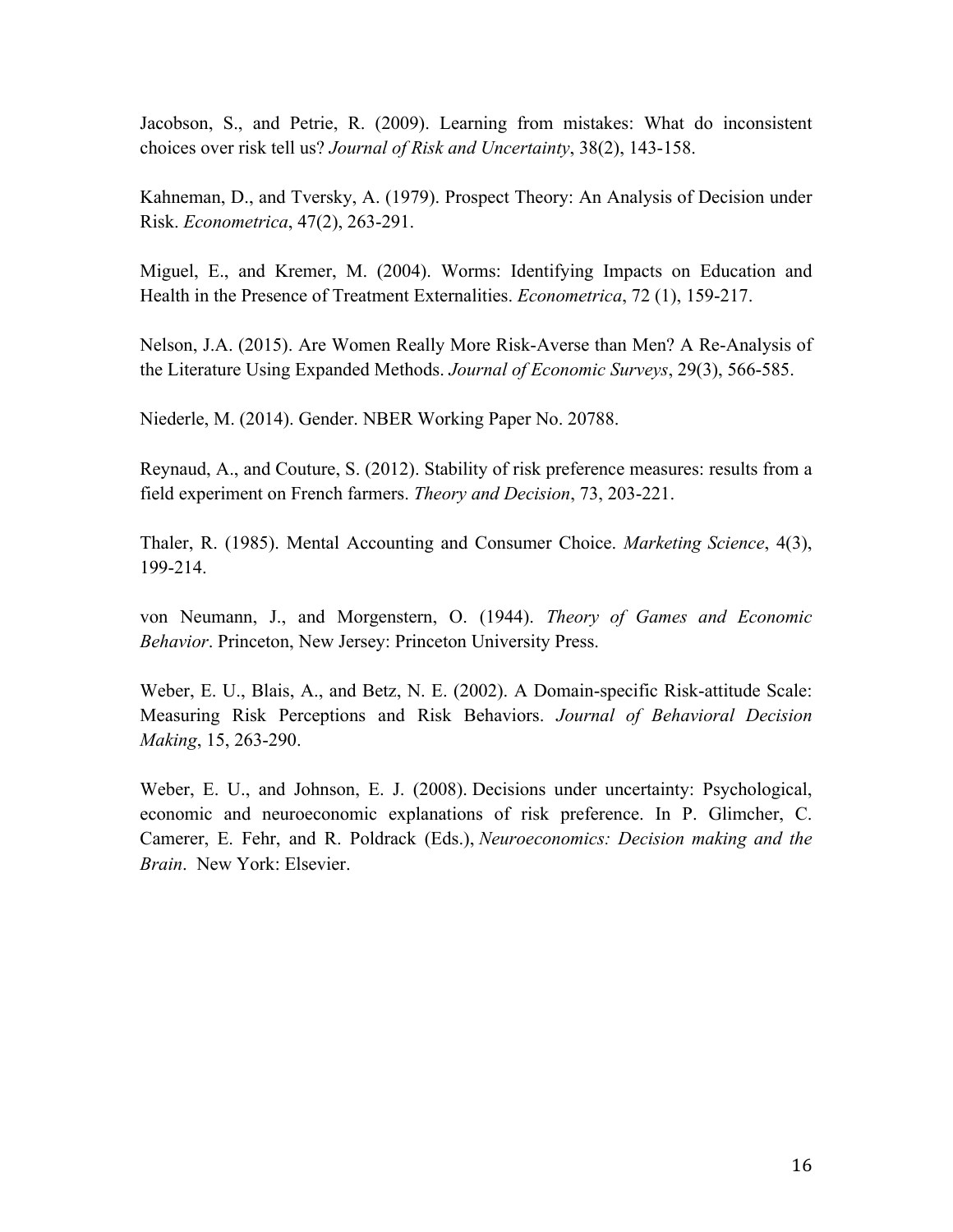Jacobson, S., and Petrie, R. (2009). Learning from mistakes: What do inconsistent choices over risk tell us? *Journal of Risk and Uncertainty*, 38(2), 143-158.

Kahneman, D., and Tversky, A. (1979). Prospect Theory: An Analysis of Decision under Risk. *Econometrica*, 47(2), 263-291.

Miguel, E., and Kremer, M. (2004). Worms: Identifying Impacts on Education and Health in the Presence of Treatment Externalities. *Econometrica*, 72 (1), 159-217.

Nelson, J.A. (2015). Are Women Really More Risk-Averse than Men? A Re-Analysis of the Literature Using Expanded Methods. *Journal of Economic Surveys*, 29(3), 566-585.

Niederle, M. (2014). Gender. NBER Working Paper No. 20788.

Reynaud, A., and Couture, S. (2012). Stability of risk preference measures: results from a field experiment on French farmers. *Theory and Decision*, 73, 203-221.

Thaler, R. (1985). Mental Accounting and Consumer Choice. *Marketing Science*, 4(3), 199-214.

von Neumann, J., and Morgenstern, O. (1944). *Theory of Games and Economic Behavior*. Princeton, New Jersey: Princeton University Press.

Weber, E. U., Blais, A., and Betz, N. E. (2002). A Domain-specific Risk-attitude Scale: Measuring Risk Perceptions and Risk Behaviors. *Journal of Behavioral Decision Making*, 15, 263-290.

Weber, E. U., and Johnson, E. J. (2008). Decisions under uncertainty: Psychological, economic and neuroeconomic explanations of risk preference. In P. Glimcher, C. Camerer, E. Fehr, and R. Poldrack (Eds.), *Neuroeconomics: Decision making and the Brain*. New York: Elsevier.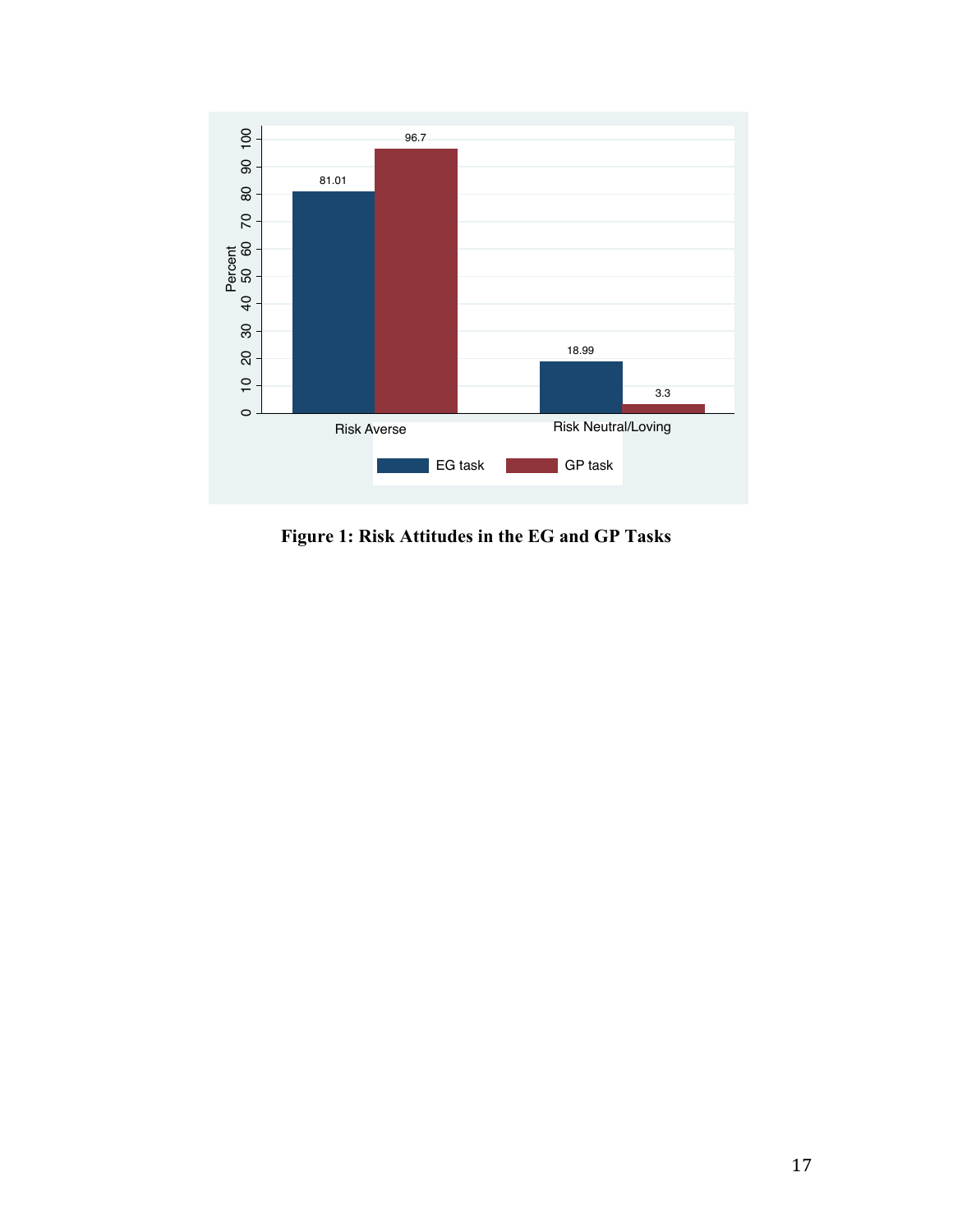**Figure 1: Risk Attitudes in the EG and GP Tasks**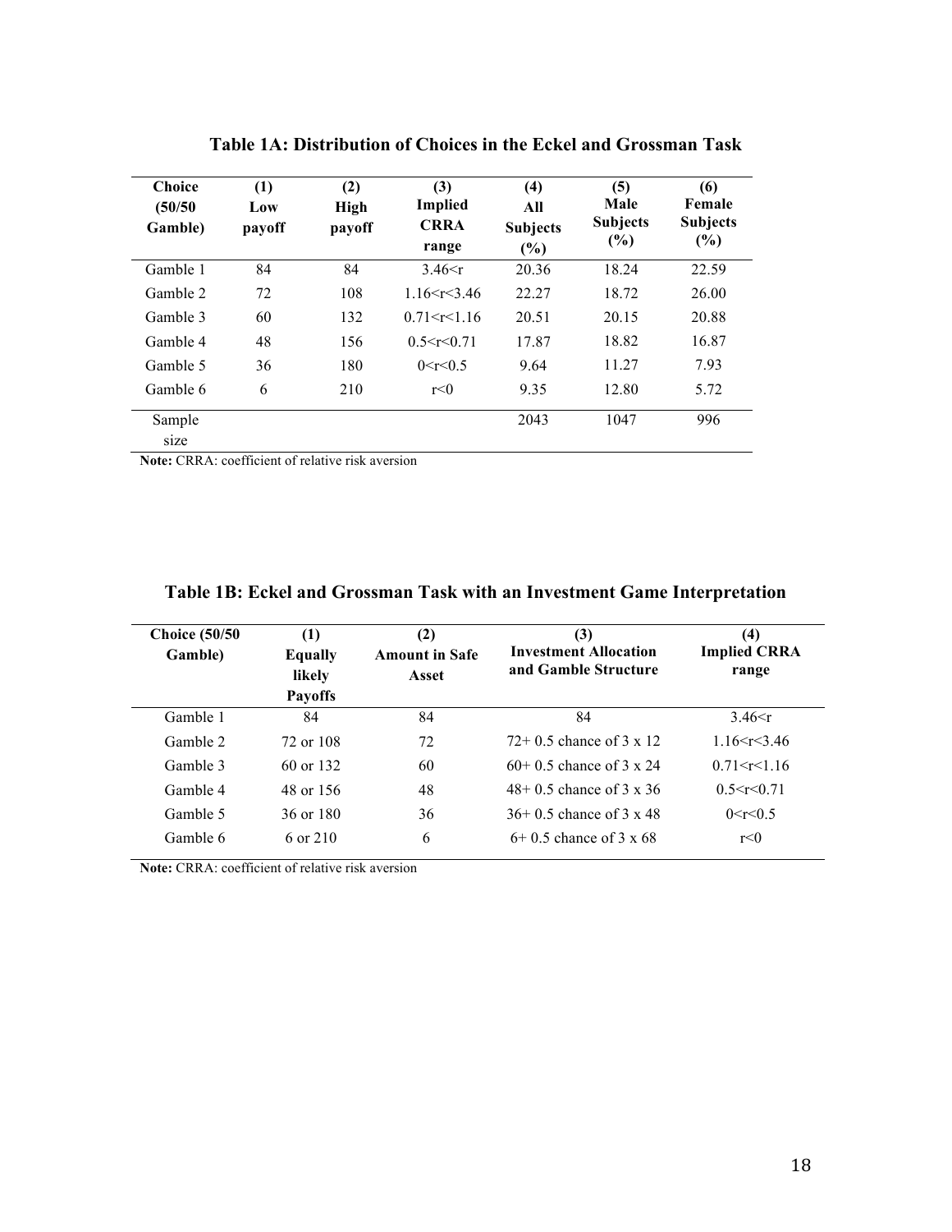**Table 1A: Distribution of Choices in the Eckel and Grossman Task**

| Choice (50/50 Gamble) | (1) Low payoff | (2) High payoff | (3) Implied CRRA range | (4) All Subjects (%) | (5) Male Subjects (%) | (6) Female Subjects (%) |
|---|---|---|---|---|---|---|
| Gamble 1 | 84 | 84 | 3.46<r | 20.36 | 18.24 | 22.59 |
| Gamble 2 | 72 | 108 | 1.16<r<3.46 | 22.27 | 18.72 | 26.00 |
| Gamble 3 | 60 | 132 | 0.71<r<1.16 | 20.51 | 20.15 | 20.88 |
| Gamble 4 | 48 | 156 | 0.5<r<0.71 | 17.87 | 18.82 | 16.87 |
| Gamble 5 | 36 | 180 | 0<r<0.5 | 9.64 | 11.27 | 7.93 |
| Gamble 6 | 6 | 210 | r<0 | 9.35 | 12.80 | 5.72 |
| Sample size | | | | 2043 | 1047 | 996 |

**Note:** CRRA: coefficient of relative risk aversion

**Table 1B: Eckel and Grossman Task with an Investment Game Interpretation**

| Choice (50/50 Gamble) | (1) Equally likely Payoffs | (2) Amount in Safe Asset | (3) Investment Allocation and Gamble Structure | (4) Implied CRRA range |
|---|---|---|---|---|
| Gamble 1 | 84 | 84 | 84 | 3.46<r |
| Gamble 2 | 72 or 108 | 72 | 72+ 0.5 chance of 3 x 12 | 1.16<r<3.46 |
| Gamble 3 | 60 or 132 | 60 | 60+ 0.5 chance of 3 x 24 | 0.71<r<1.16 |
| Gamble 4 | 48 or 156 | 48 | 48+ 0.5 chance of 3 x 36 | 0.5<r<0.71 |
| Gamble 5 | 36 or 180 | 36 | 36+ 0.5 chance of 3 x 48 | 0<r<0.5 |
| Gamble 6 | 6 or 210 | 6 | 6+ 0.5 chance of 3 x 68 | r<0 |

**Note:** CRRA: coefficient of relative risk aversion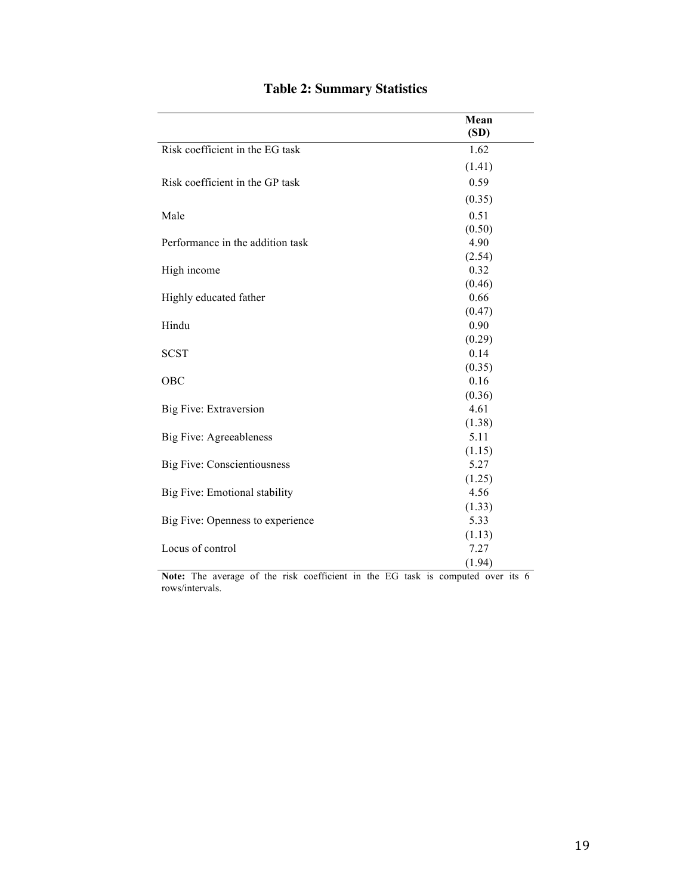# Table 2: Summary Statistics

| | Mean (SD) |
|---|---|
| Risk coefficient in the EG task | 1.62 |
| | (1.41) |
| Risk coefficient in the GP task | 0.59 |
| | (0.35) |
| Male | 0.51 |
| | (0.50) |
| Performance in the addition task | 4.90 |
| | (2.54) |
| High income | 0.32 |
| | (0.46) |
| Highly educated father | 0.66 |
| | (0.47) |
| Hindu | 0.90 |
| | (0.29) |
| SCST | 0.14 |
| | (0.35) |
| OBC | 0.16 |
| | (0.36) |
| Big Five: Extraversion | 4.61 |
| | (1.38) |
| Big Five: Agreeableness | 5.11 |
| | (1.15) |
| Big Five: Conscientiousness | 5.27 |
| | (1.25) |
| Big Five: Emotional stability | 4.56 |
| | (1.33) |
| Big Five: Openness to experience | 5.33 |
| | (1.13) |
| Locus of control | 7.27 |
| | (1.94) |

**Note:** The average of the risk coefficient in the EG task is computed over its 6 rows/intervals.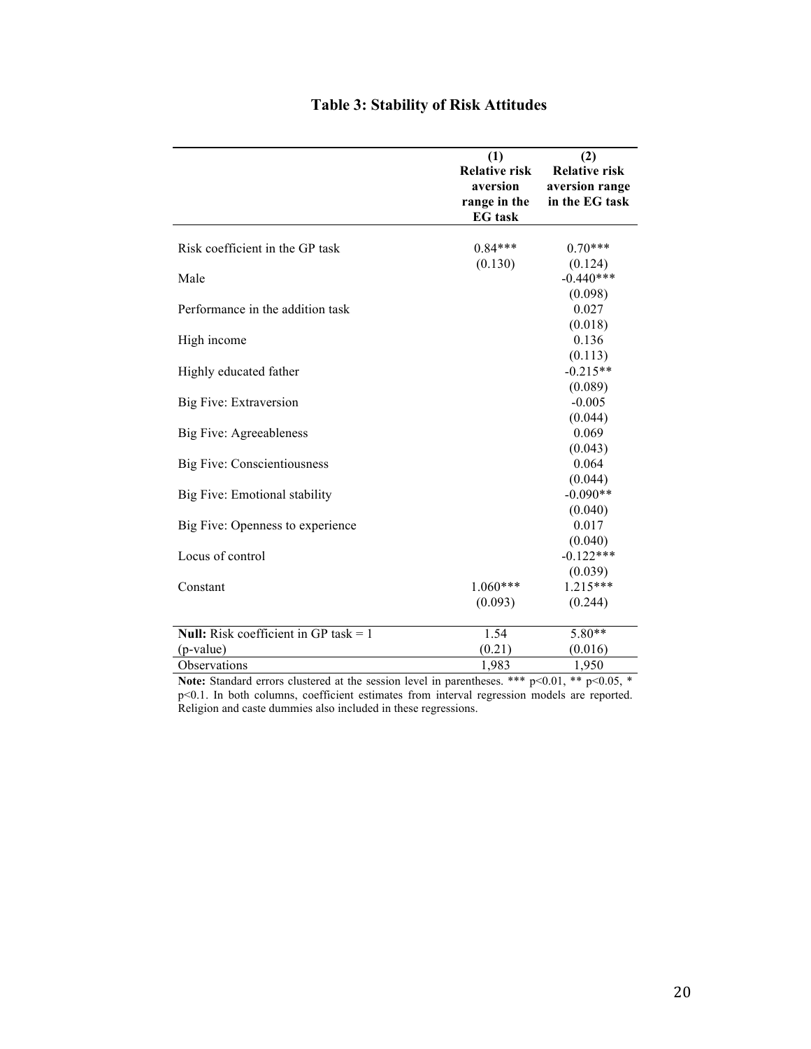# Table 3: Stability of Risk Attitudes

| | (1) Relative risk aversion range in the EG task | (2) Relative risk aversion range in the EG task |
|---|---|---|
| Risk coefficient in the GP task | 0.84*** | 0.70*** |
| | (0.130) | (0.124) |
| Male | | -0.440*** |
| | | (0.098) |
| Performance in the addition task | | 0.027 |
| | | (0.018) |
| High income | | 0.136 |
| | | (0.113) |
| Highly educated father | | -0.215** |
| | | (0.089) |
| Big Five: Extraversion | | -0.005 |
| | | (0.044) |
| Big Five: Agreeableness | | 0.069 |
| | | (0.043) |
| Big Five: Conscientiousness | | 0.064 |
| | | (0.044) |
| Big Five: Emotional stability | | -0.090** |
| | | (0.040) |
| Big Five: Openness to experience | | 0.017 |
| | | (0.040) |
| Locus of control | | -0.122*** |
| | | (0.039) |
| Constant | 1.060*** | 1.215*** |
| | (0.093) | (0.244) |
| **Null:** Risk coefficient in GP task = 1 | 1.54 | 5.80** |
| (p-value) | (0.21) | (0.016) |
| Observations | 1,983 | 1,950 |

**Note:** Standard errors clustered at the session level in parentheses. *** $p<0.01$, ** $p<0.05$, * $p<0.1$. In both columns, coefficient estimates from interval regression models are reported. Religion and caste dummies also included in these regressions.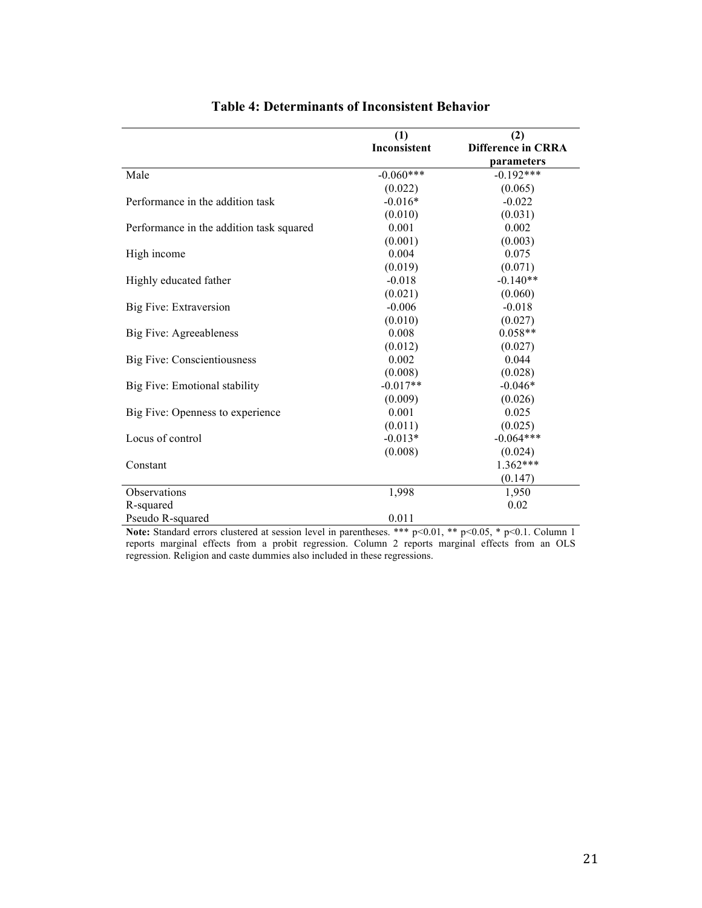**Table 4: Determinants of Inconsistent Behavior**

| | (1) Inconsistent | (2) Difference in CRRA parameters |
|---|---|---|
| Male | -0.060*** | -0.192*** |
| | (0.022) | (0.065) |
| Performance in the addition task | -0.016* | -0.022 |
| | (0.010) | (0.031) |
| Performance in the addition task squared | 0.001 | 0.002 |
| | (0.001) | (0.003) |
| High income | 0.004 | 0.075 |
| | (0.019) | (0.071) |
| Highly educated father | -0.018 | -0.140** |
| | (0.021) | (0.060) |
| Big Five: Extraversion | -0.006 | -0.018 |
| | (0.010) | (0.027) |
| Big Five: Agreeableness | 0.008 | 0.058** |
| | (0.012) | (0.027) |
| Big Five: Conscientiousness | 0.002 | 0.044 |
| | (0.008) | (0.028) |
| Big Five: Emotional stability | -0.017** | -0.046* |
| | (0.009) | (0.026) |
| Big Five: Openness to experience | 0.001 | 0.025 |
| | (0.011) | (0.025) |
| Locus of control | -0.013* | -0.064*** |
| | (0.008) | (0.024) |
| Constant | | 1.362*** |
| | | (0.147) |
| Observations | 1,998 | 1,950 |
| R-squared | | 0.02 |
| Pseudo R-squared | 0.011 | |

**Note:** Standard errors clustered at session level in parentheses. *** p<0.01, ** p<0.05, * p<0.1. Column 1 reports marginal effects from a probit regression. Column 2 reports marginal effects from an OLS regression. Religion and caste dummies also included in these regressions.